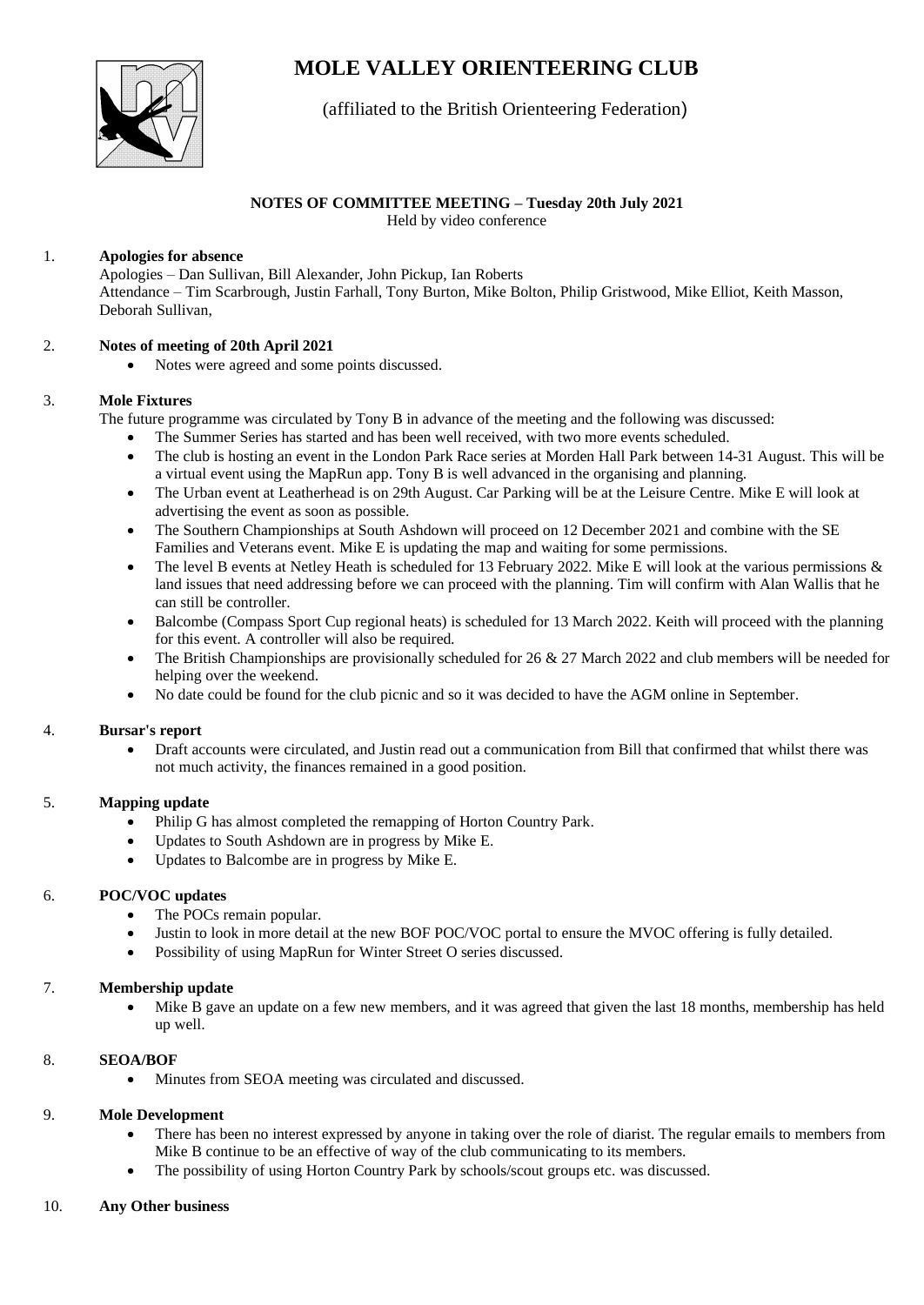# MOLE VALLEY ORIENTEERING CLUB

(affiliated to the British Orienteering Federation)

**NOTES OF COMMITTEE MEETING – Tuesday 20th July 2021**

Held by video conference

1. **Apologies for absence**

   Apologies – Dan Sullivan, Bill Alexander, John Pickup, Ian Roberts
   Attendance – Tim Scarbrough, Justin Farhall, Tony Burton, Mike Bolton, Philip Gristwood, Mike Elliot, Keith Masson, Deborah Sullivan,

2. **Notes of meeting of 20th April 2021**
   - Notes were agreed and some points discussed.

3. **Mole Fixtures**

   The future programme was circulated by Tony B in advance of the meeting and the following was discussed:
   - The Summer Series has started and has been well received, with two more events scheduled.
   - The club is hosting an event in the London Park Race series at Morden Hall Park between 14-31 August. This will be a virtual event using the MapRun app. Tony B is well advanced in the organising and planning.
   - The Urban event at Leatherhead is on 29th August. Car Parking will be at the Leisure Centre. Mike E will look at advertising the event as soon as possible.
   - The Southern Championships at South Ashdown will proceed on 12 December 2021 and combine with the SE Families and Veterans event. Mike E is updating the map and waiting for some permissions.
   - The level B events at Netley Heath is scheduled for 13 February 2022. Mike E will look at the various permissions & land issues that need addressing before we can proceed with the planning. Tim will confirm with Alan Wallis that he can still be controller.
   - Balcombe (Compass Sport Cup regional heats) is scheduled for 13 March 2022. Keith will proceed with the planning for this event. A controller will also be required.
   - The British Championships are provisionally scheduled for 26 & 27 March 2022 and club members will be needed for helping over the weekend.
   - No date could be found for the club picnic and so it was decided to have the AGM online in September.

4. **Bursar's report**
   - Draft accounts were circulated, and Justin read out a communication from Bill that confirmed that whilst there was not much activity, the finances remained in a good position.

5. **Mapping update**
   - Philip G has almost completed the remapping of Horton Country Park.
   - Updates to South Ashdown are in progress by Mike E.
   - Updates to Balcombe are in progress by Mike E.

6. **POC/VOC updates**
   - The POCs remain popular.
   - Justin to look in more detail at the new BOF POC/VOC portal to ensure the MVOC offering is fully detailed.
   - Possibility of using MapRun for Winter Street O series discussed.

7. **Membership update**
   - Mike B gave an update on a few new members, and it was agreed that given the last 18 months, membership has held up well.

8. **SEOA/BOF**
   - Minutes from SEOA meeting was circulated and discussed.

9. **Mole Development**
   - There has been no interest expressed by anyone in taking over the role of diarist. The regular emails to members from Mike B continue to be an effective of way of the club communicating to its members.
   - The possibility of using Horton Country Park by schools/scout groups etc. was discussed.

10. **Any Other business**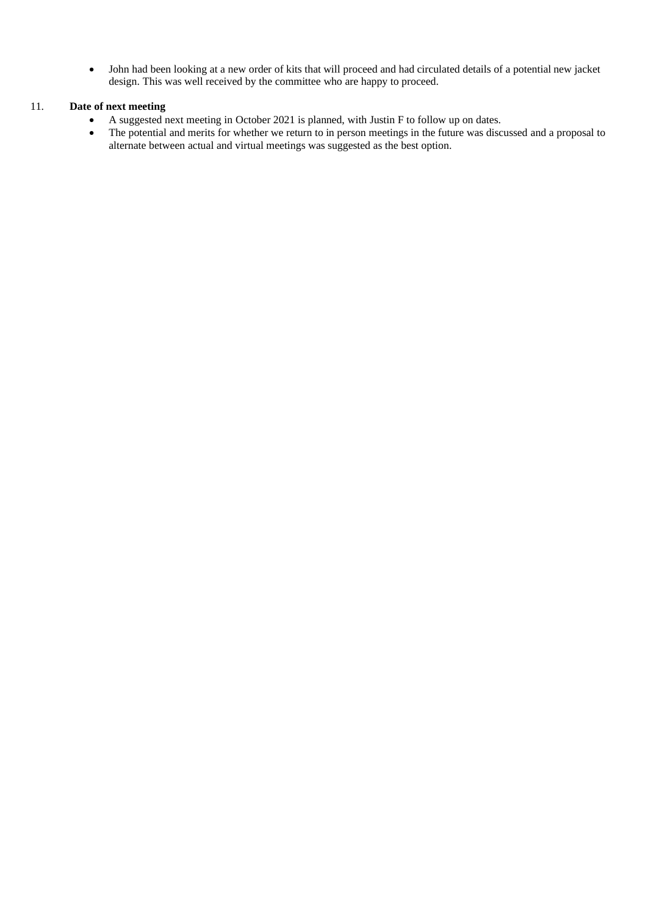- John had been looking at a new order of kits that will proceed and had circulated details of a potential new jacket design. This was well received by the committee who are happy to proceed.

11. **Date of next meeting**
    - A suggested next meeting in October 2021 is planned, with Justin F to follow up on dates.
    - The potential and merits for whether we return to in person meetings in the future was discussed and a proposal to alternate between actual and virtual meetings was suggested as the best option.